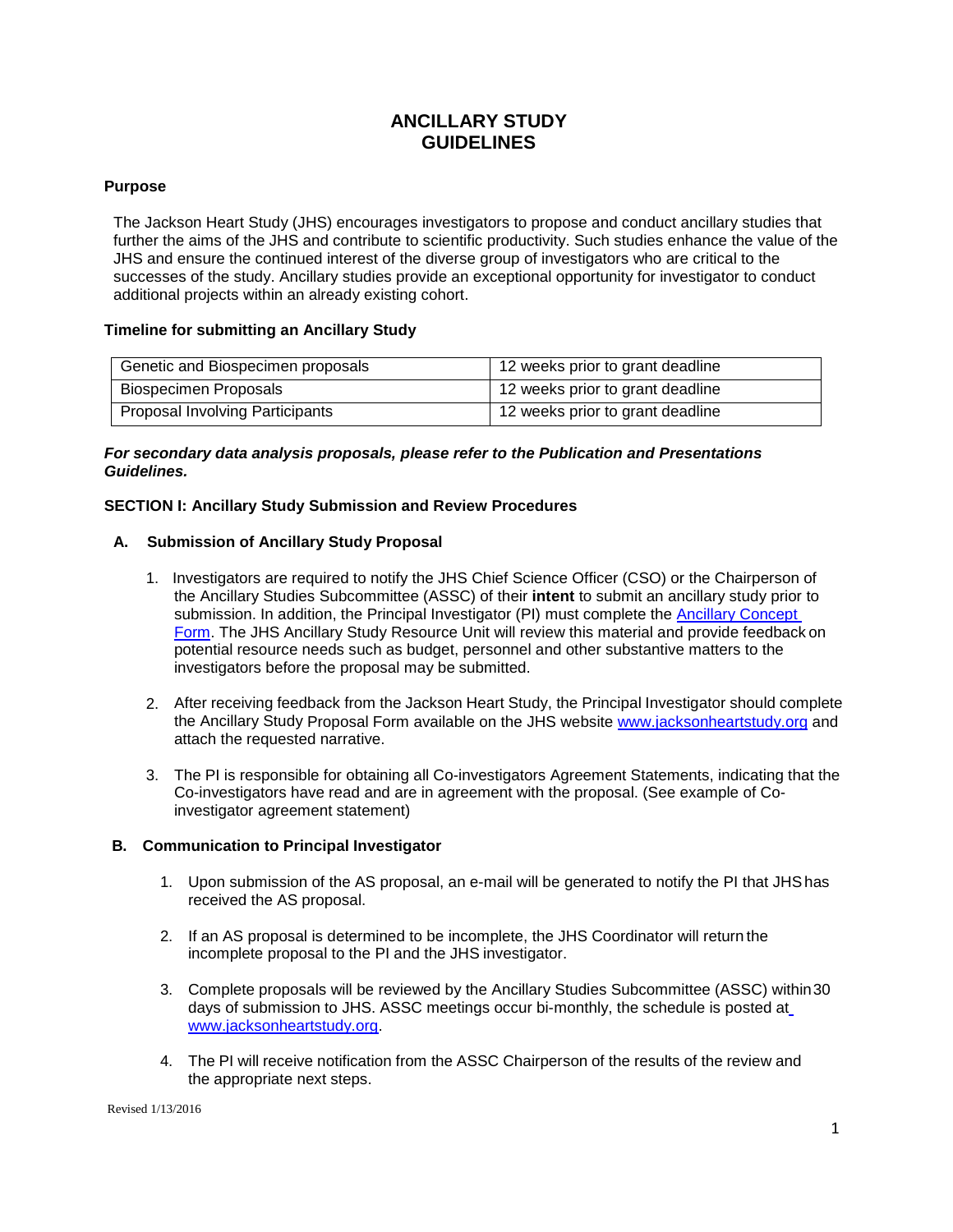# ANCILLARY STUDY GUIDELINES

**Purpose**

The Jackson Heart Study (JHS) encourages investigators to propose and conduct ancillary studies that further the aims of the JHS and contribute to scientific productivity. Such studies enhance the value of the JHS and ensure the continued interest of the diverse group of investigators who are critical to the successes of the study. Ancillary studies provide an exceptional opportunity for investigator to conduct additional projects within an already existing cohort.

**Timeline for submitting an Ancillary Study**

| | |
|---|---|
| Genetic and Biospecimen proposals | 12 weeks prior to grant deadline |
| Biospecimen Proposals | 12 weeks prior to grant deadline |
| Proposal Involving Participants | 12 weeks prior to grant deadline |

***For secondary data analysis proposals, please refer to the Publication and Presentations Guidelines.***

**SECTION I: Ancillary Study Submission and Review Procedures**

**A. Submission of Ancillary Study Proposal**

1. Investigators are required to notify the JHS Chief Science Officer (CSO) or the Chairperson of the Ancillary Studies Subcommittee (ASSC) of their **intent** to submit an ancillary study prior to submission. In addition, the Principal Investigator (PI) must complete the Ancillary Concept Form. The JHS Ancillary Study Resource Unit will review this material and provide feedback on potential resource needs such as budget, personnel and other substantive matters to the investigators before the proposal may be submitted.

2. After receiving feedback from the Jackson Heart Study, the Principal Investigator should complete the Ancillary Study Proposal Form available on the JHS website www.jacksonheartstudy.org and attach the requested narrative.

3. The PI is responsible for obtaining all Co-investigators Agreement Statements, indicating that the Co-investigators have read and are in agreement with the proposal. (See example of Co-investigator agreement statement)

**B. Communication to Principal Investigator**

1. Upon submission of the AS proposal, an e-mail will be generated to notify the PI that JHS has received the AS proposal.

2. If an AS proposal is determined to be incomplete, the JHS Coordinator will return the incomplete proposal to the PI and the JHS investigator.

3. Complete proposals will be reviewed by the Ancillary Studies Subcommittee (ASSC) within 30 days of submission to JHS. ASSC meetings occur bi-monthly, the schedule is posted at www.jacksonheartstudy.org.

4. The PI will receive notification from the ASSC Chairperson of the results of the review and the appropriate next steps.

Revised 1/13/2016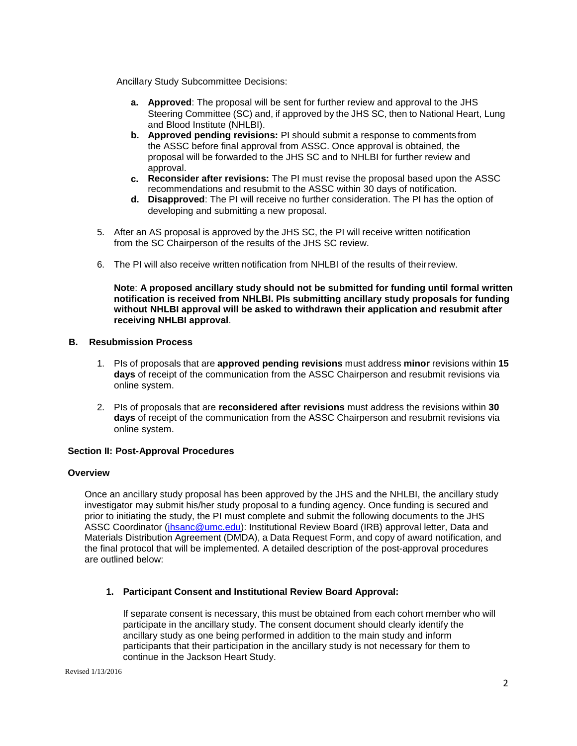Ancillary Study Subcommittee Decisions:

- **a. Approved**: The proposal will be sent for further review and approval to the JHS Steering Committee (SC) and, if approved by the JHS SC, then to National Heart, Lung and Blood Institute (NHLBI).
- **b. Approved pending revisions:** PI should submit a response to comments from the ASSC before final approval from ASSC. Once approval is obtained, the proposal will be forwarded to the JHS SC and to NHLBI for further review and approval.
- **c. Reconsider after revisions:** The PI must revise the proposal based upon the ASSC recommendations and resubmit to the ASSC within 30 days of notification.
- **d. Disapproved**: The PI will receive no further consideration. The PI has the option of developing and submitting a new proposal.

5. After an AS proposal is approved by the JHS SC, the PI will receive written notification from the SC Chairperson of the results of the JHS SC review.

6. The PI will also receive written notification from NHLBI of the results of their review.

**Note**: **A proposed ancillary study should not be submitted for funding until formal written notification is received from NHLBI. PIs submitting ancillary study proposals for funding without NHLBI approval will be asked to withdrawn their application and resubmit after receiving NHLBI approval**.

### B. Resubmission Process

1. PIs of proposals that are **approved pending revisions** must address **minor** revisions within **15 days** of receipt of the communication from the ASSC Chairperson and resubmit revisions via online system.

2. PIs of proposals that are **reconsidered after revisions** must address the revisions within **30 days** of receipt of the communication from the ASSC Chairperson and resubmit revisions via online system.

## Section II: Post-Approval Procedures

### Overview

Once an ancillary study proposal has been approved by the JHS and the NHLBI, the ancillary study investigator may submit his/her study proposal to a funding agency. Once funding is secured and prior to initiating the study, the PI must complete and submit the following documents to the JHS ASSC Coordinator (jhsanc@umc.edu): Institutional Review Board (IRB) approval letter, Data and Materials Distribution Agreement (DMDA), a Data Request Form, and copy of award notification, and the final protocol that will be implemented. A detailed description of the post-approval procedures are outlined below:

#### 1. Participant Consent and Institutional Review Board Approval:

If separate consent is necessary, this must be obtained from each cohort member who will participate in the ancillary study. The consent document should clearly identify the ancillary study as one being performed in addition to the main study and inform participants that their participation in the ancillary study is not necessary for them to continue in the Jackson Heart Study.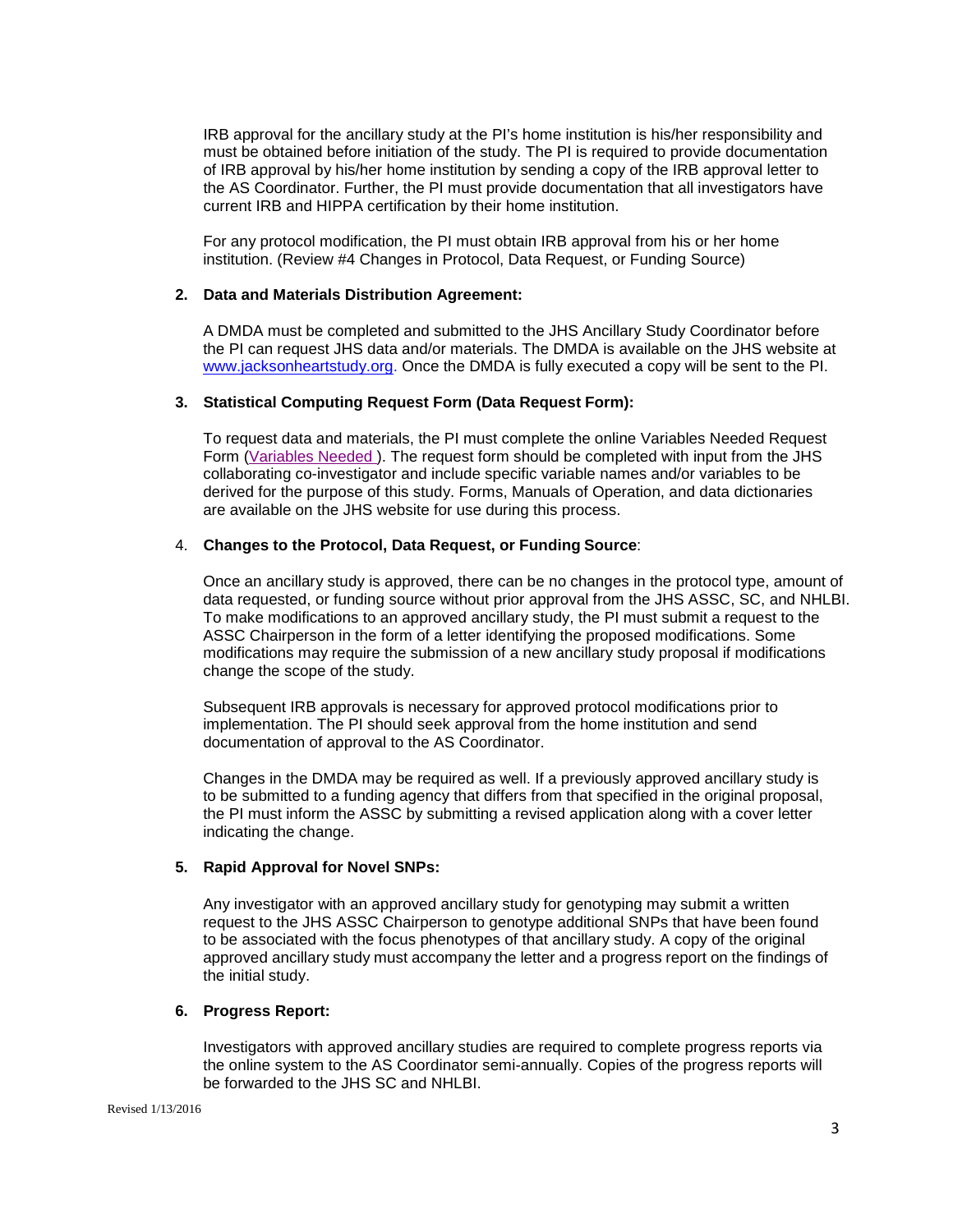IRB approval for the ancillary study at the PI's home institution is his/her responsibility and must be obtained before initiation of the study. The PI is required to provide documentation of IRB approval by his/her home institution by sending a copy of the IRB approval letter to the AS Coordinator. Further, the PI must provide documentation that all investigators have current IRB and HIPPA certification by their home institution.

For any protocol modification, the PI must obtain IRB approval from his or her home institution. (Review #4 Changes in Protocol, Data Request, or Funding Source)

2. **Data and Materials Distribution Agreement:**

   A DMDA must be completed and submitted to the JHS Ancillary Study Coordinator before the PI can request JHS data and/or materials. The DMDA is available on the JHS website at [www.jacksonheartstudy.org](www.jacksonheartstudy.org). Once the DMDA is fully executed a copy will be sent to the PI.

3. **Statistical Computing Request Form (Data Request Form):**

   To request data and materials, the PI must complete the online Variables Needed Request Form (Variables Needed ). The request form should be completed with input from the JHS collaborating co-investigator and include specific variable names and/or variables to be derived for the purpose of this study. Forms, Manuals of Operation, and data dictionaries are available on the JHS website for use during this process.

4. **Changes to the Protocol, Data Request, or Funding Source**:

   Once an ancillary study is approved, there can be no changes in the protocol type, amount of data requested, or funding source without prior approval from the JHS ASSC, SC, and NHLBI. To make modifications to an approved ancillary study, the PI must submit a request to the ASSC Chairperson in the form of a letter identifying the proposed modifications. Some modifications may require the submission of a new ancillary study proposal if modifications change the scope of the study.

   Subsequent IRB approvals is necessary for approved protocol modifications prior to implementation. The PI should seek approval from the home institution and send documentation of approval to the AS Coordinator.

   Changes in the DMDA may be required as well. If a previously approved ancillary study is to be submitted to a funding agency that differs from that specified in the original proposal, the PI must inform the ASSC by submitting a revised application along with a cover letter indicating the change.

5. **Rapid Approval for Novel SNPs:**

   Any investigator with an approved ancillary study for genotyping may submit a written request to the JHS ASSC Chairperson to genotype additional SNPs that have been found to be associated with the focus phenotypes of that ancillary study. A copy of the original approved ancillary study must accompany the letter and a progress report on the findings of the initial study.

6. **Progress Report:**

   Investigators with approved ancillary studies are required to complete progress reports via the online system to the AS Coordinator semi-annually. Copies of the progress reports will be forwarded to the JHS SC and NHLBI.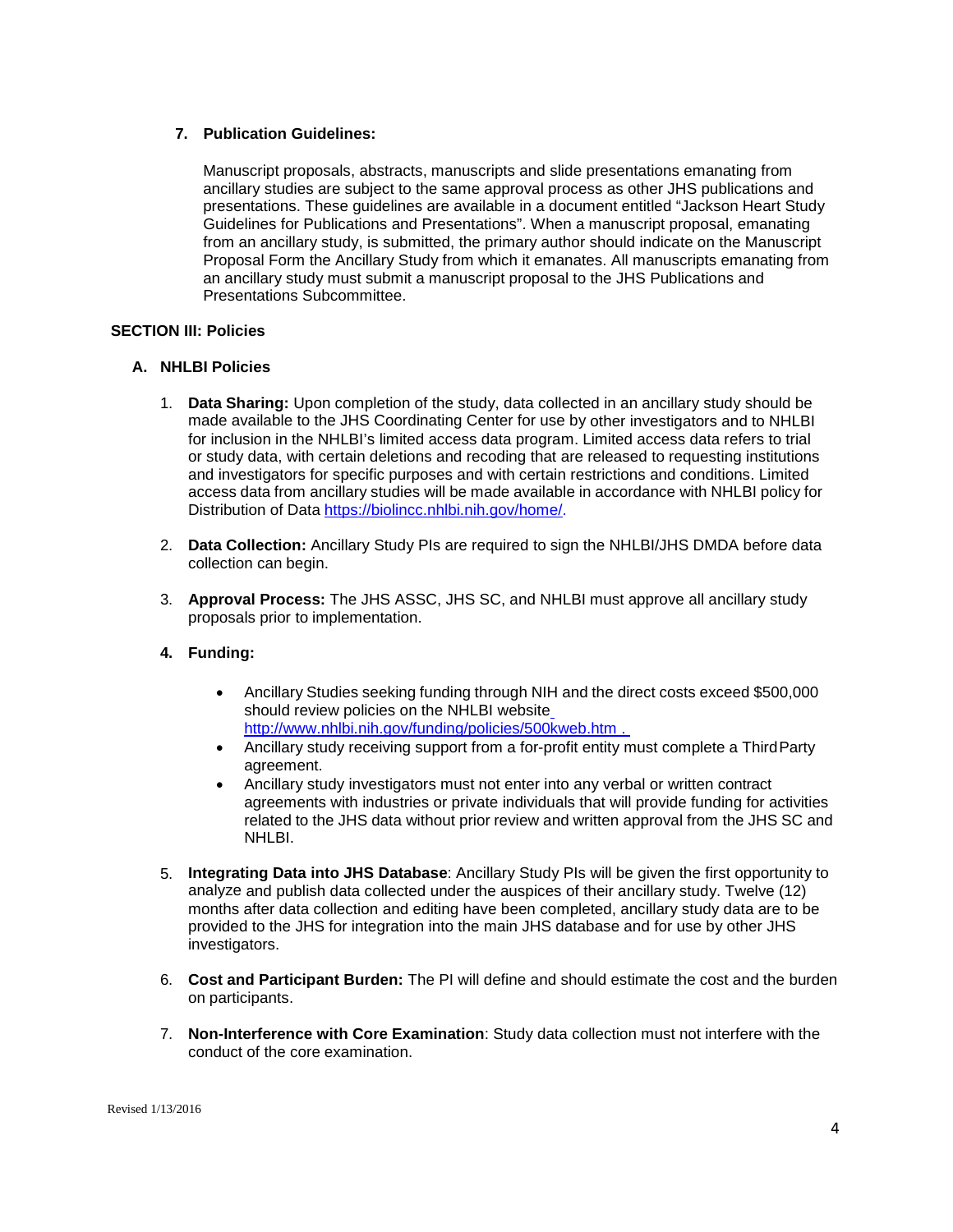7. **Publication Guidelines:**

   Manuscript proposals, abstracts, manuscripts and slide presentations emanating from ancillary studies are subject to the same approval process as other JHS publications and presentations. These guidelines are available in a document entitled "Jackson Heart Study Guidelines for Publications and Presentations". When a manuscript proposal, emanating from an ancillary study, is submitted, the primary author should indicate on the Manuscript Proposal Form the Ancillary Study from which it emanates. All manuscripts emanating from an ancillary study must submit a manuscript proposal to the JHS Publications and Presentations Subcommittee.

## SECTION III: Policies

### A. NHLBI Policies

1. **Data Sharing:** Upon completion of the study, data collected in an ancillary study should be made available to the JHS Coordinating Center for use by other investigators and to NHLBI for inclusion in the NHLBI's limited access data program. Limited access data refers to trial or study data, with certain deletions and recoding that are released to requesting institutions and investigators for specific purposes and with certain restrictions and conditions. Limited access data from ancillary studies will be made available in accordance with NHLBI policy for Distribution of Data https://biolincc.nhlbi.nih.gov/home/.

2. **Data Collection:** Ancillary Study PIs are required to sign the NHLBI/JHS DMDA before data collection can begin.

3. **Approval Process:** The JHS ASSC, JHS SC, and NHLBI must approve all ancillary study proposals prior to implementation.

4. **Funding:**

   - Ancillary Studies seeking funding through NIH and the direct costs exceed $500,000 should review policies on the NHLBI website http://www.nhlbi.nih.gov/funding/policies/500kweb.htm .
   - Ancillary study receiving support from a for-profit entity must complete a Third Party agreement.
   - Ancillary study investigators must not enter into any verbal or written contract agreements with industries or private individuals that will provide funding for activities related to the JHS data without prior review and written approval from the JHS SC and NHLBI.

5. **Integrating Data into JHS Database**: Ancillary Study PIs will be given the first opportunity to analyze and publish data collected under the auspices of their ancillary study. Twelve (12) months after data collection and editing have been completed, ancillary study data are to be provided to the JHS for integration into the main JHS database and for use by other JHS investigators.

6. **Cost and Participant Burden:** The PI will define and should estimate the cost and the burden on participants.

7. **Non-Interference with Core Examination**: Study data collection must not interfere with the conduct of the core examination.

Revised 1/13/2016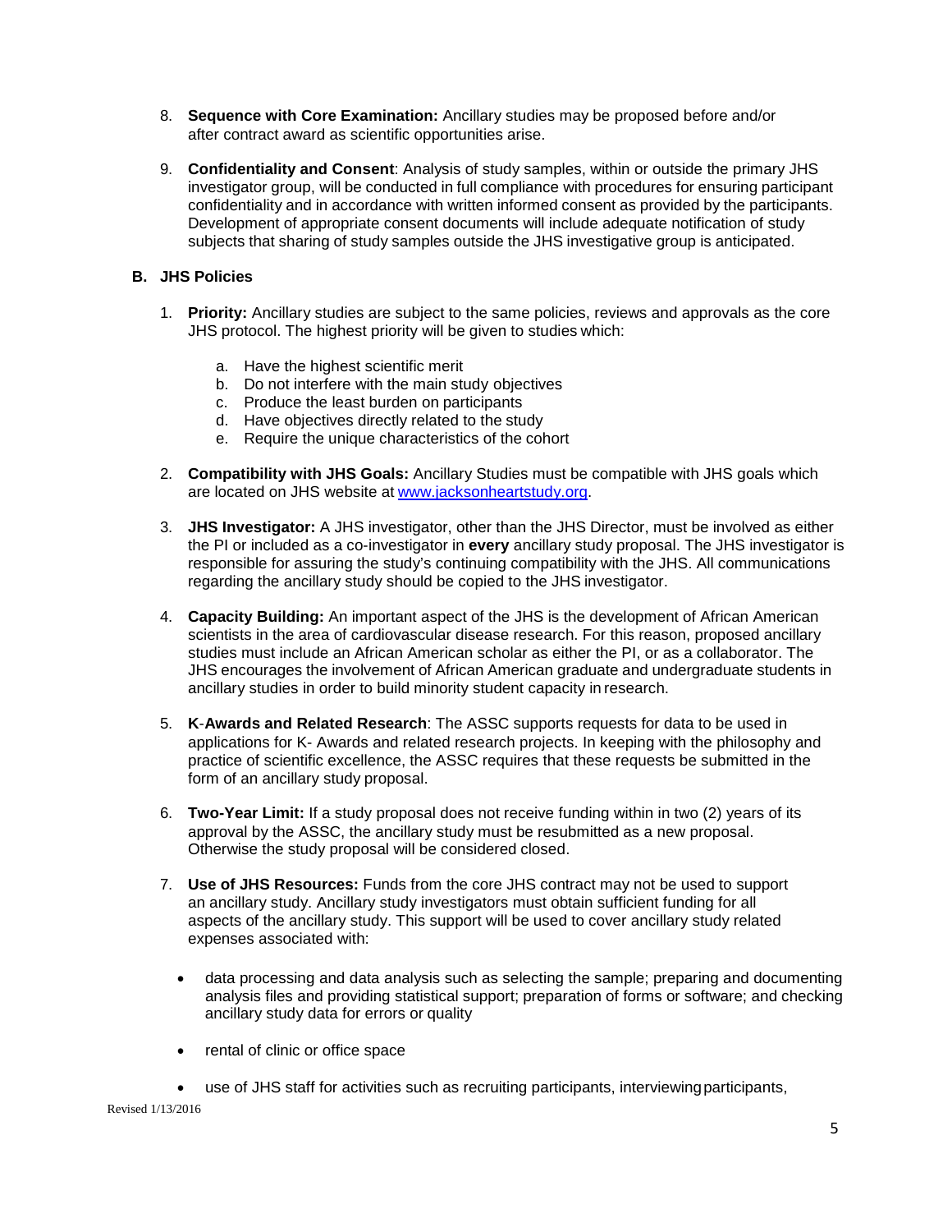8. **Sequence with Core Examination:** Ancillary studies may be proposed before and/or after contract award as scientific opportunities arise.

9. **Confidentiality and Consent**: Analysis of study samples, within or outside the primary JHS investigator group, will be conducted in full compliance with procedures for ensuring participant confidentiality and in accordance with written informed consent as provided by the participants. Development of appropriate consent documents will include adequate notification of study subjects that sharing of study samples outside the JHS investigative group is anticipated.

## B. JHS Policies

1. **Priority:** Ancillary studies are subject to the same policies, reviews and approvals as the core JHS protocol. The highest priority will be given to studies which:

   a. Have the highest scientific merit
   b. Do not interfere with the main study objectives
   c. Produce the least burden on participants
   d. Have objectives directly related to the study
   e. Require the unique characteristics of the cohort

2. **Compatibility with JHS Goals:** Ancillary Studies must be compatible with JHS goals which are located on JHS website at [www.jacksonheartstudy.org](http://www.jacksonheartstudy.org).

3. **JHS Investigator:** A JHS investigator, other than the JHS Director, must be involved as either the PI or included as a co-investigator in **every** ancillary study proposal. The JHS investigator is responsible for assuring the study's continuing compatibility with the JHS. All communications regarding the ancillary study should be copied to the JHS investigator.

4. **Capacity Building:** An important aspect of the JHS is the development of African American scientists in the area of cardiovascular disease research. For this reason, proposed ancillary studies must include an African American scholar as either the PI, or as a collaborator. The JHS encourages the involvement of African American graduate and undergraduate students in ancillary studies in order to build minority student capacity in research.

5. **K-Awards and Related Research**: The ASSC supports requests for data to be used in applications for K- Awards and related research projects. In keeping with the philosophy and practice of scientific excellence, the ASSC requires that these requests be submitted in the form of an ancillary study proposal.

6. **Two-Year Limit:** If a study proposal does not receive funding within in two (2) years of its approval by the ASSC, the ancillary study must be resubmitted as a new proposal. Otherwise the study proposal will be considered closed.

7. **Use of JHS Resources:** Funds from the core JHS contract may not be used to support an ancillary study. Ancillary study investigators must obtain sufficient funding for all aspects of the ancillary study. This support will be used to cover ancillary study related expenses associated with:

   - data processing and data analysis such as selecting the sample; preparing and documenting analysis files and providing statistical support; preparation of forms or software; and checking ancillary study data for errors or quality

   - rental of clinic or office space

   - use of JHS staff for activities such as recruiting participants, interviewing participants,

Revised 1/13/2016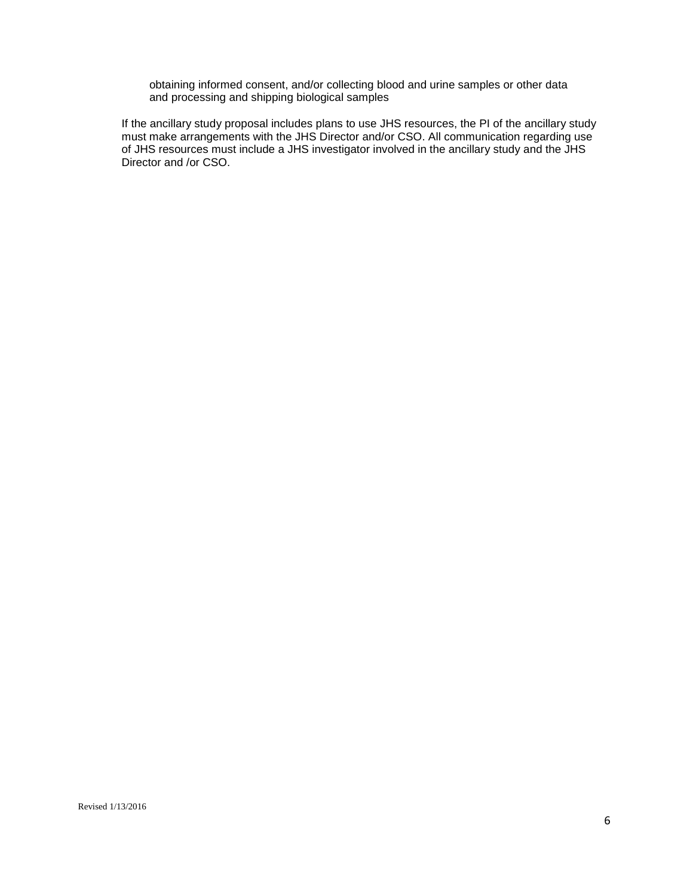obtaining informed consent, and/or collecting blood and urine samples or other data and processing and shipping biological samples

If the ancillary study proposal includes plans to use JHS resources, the PI of the ancillary study must make arrangements with the JHS Director and/or CSO. All communication regarding use of JHS resources must include a JHS investigator involved in the ancillary study and the JHS Director and /or CSO.

Revised 1/13/2016